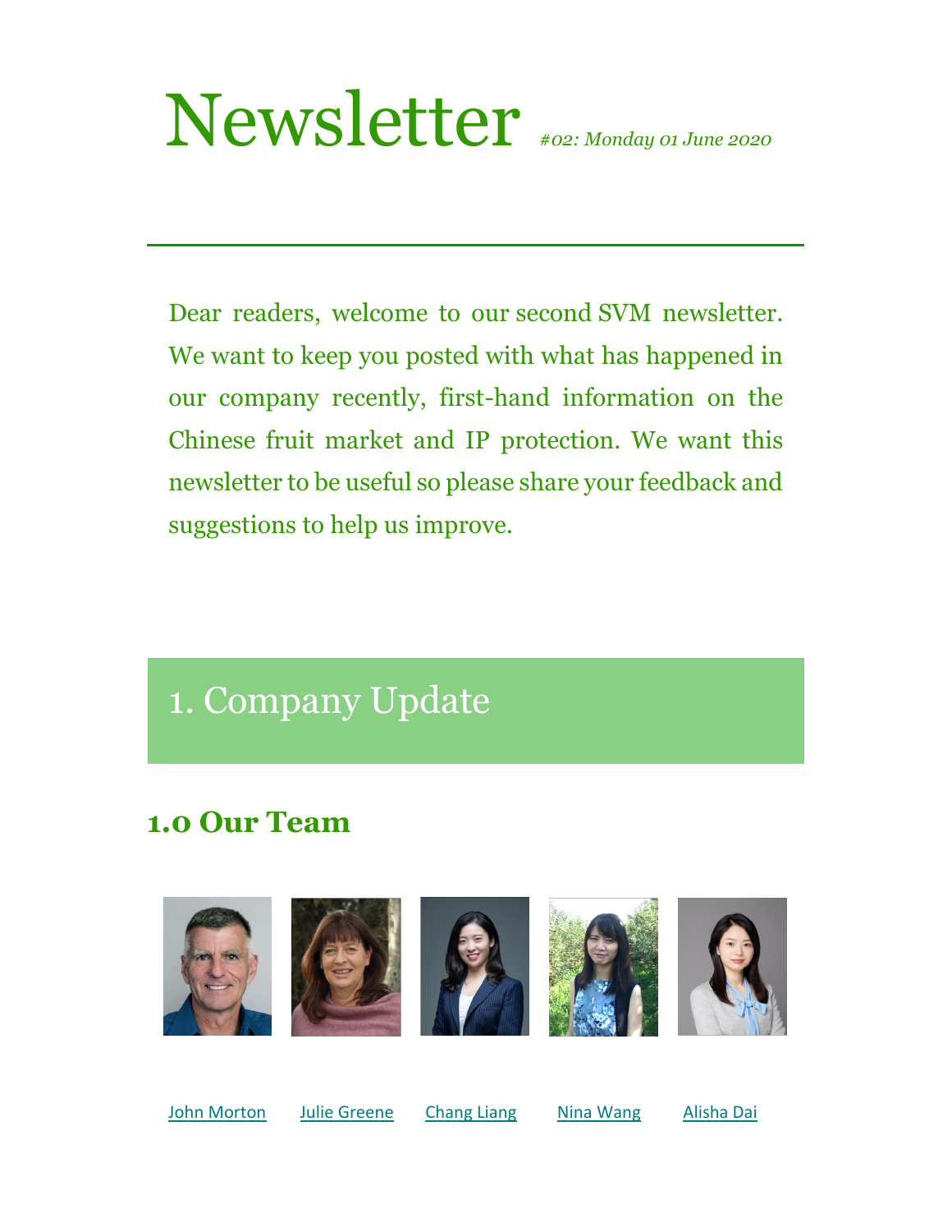# Newsletter *#02: Monday 01 June 2020*

Dear readers, welcome to our second SVM newsletter. We want to keep you posted with what has happened in our company recently, first-hand information on the Chinese fruit market and IP protection. We want this newsletter to be useful so please share your feedback and suggestions to help us improve.

## 1. Company Update

### 1.0 Our Team

John Morton    Julie Greene    Chang Liang    Nina Wang    Alisha Dai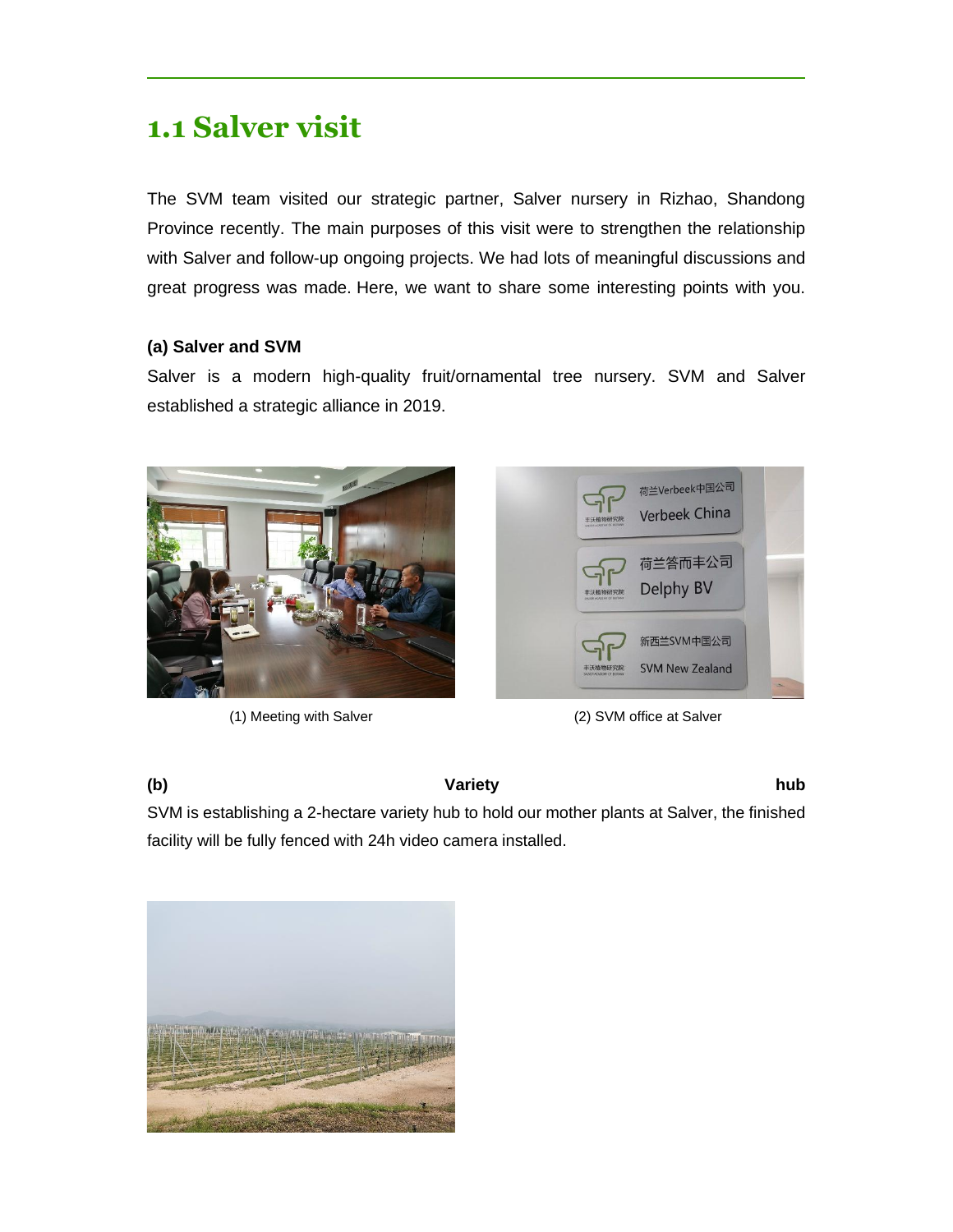## 1.1 Salver visit

The SVM team visited our strategic partner, Salver nursery in Rizhao, Shandong Province recently. The main purposes of this visit were to strengthen the relationship with Salver and follow-up ongoing projects. We had lots of meaningful discussions and great progress was made. Here, we want to share some interesting points with you.

**(a) Salver and SVM**

Salver is a modern high-quality fruit/ornamental tree nursery. SVM and Salver established a strategic alliance in 2019.

(1) Meeting with Salver

(2) SVM office at Salver

**(b) Variety hub**

SVM is establishing a 2-hectare variety hub to hold our mother plants at Salver, the finished facility will be fully fenced with 24h video camera installed.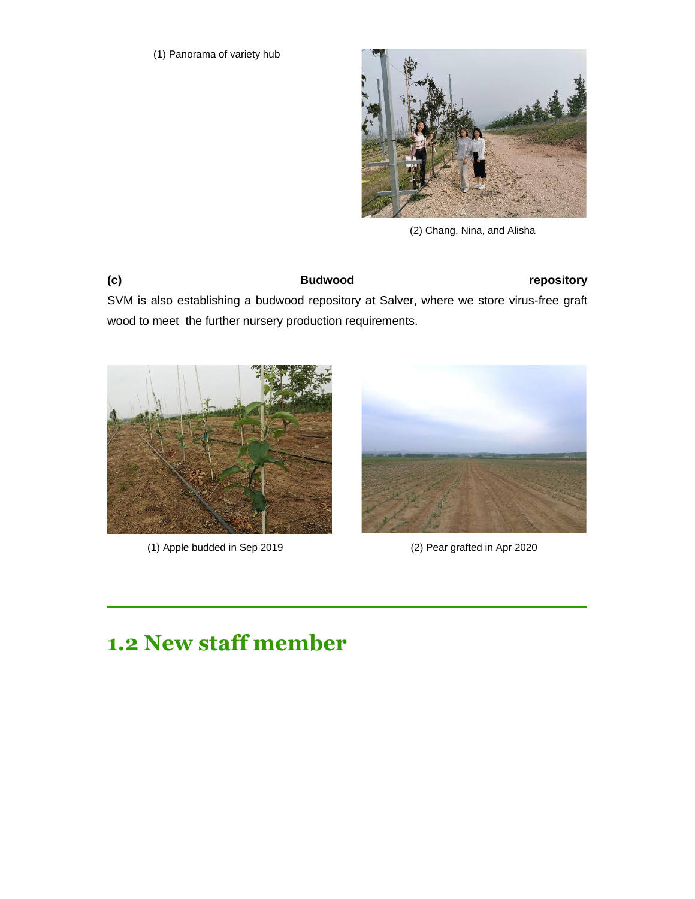(1) Panorama of variety hub

(2) Chang, Nina, and Alisha

**(c) Budwood repository**

SVM is also establishing a budwood repository at Salver, where we store virus-free graft wood to meet the further nursery production requirements.

(1) Apple budded in Sep 2019

(2) Pear grafted in Apr 2020

## 1.2 New staff member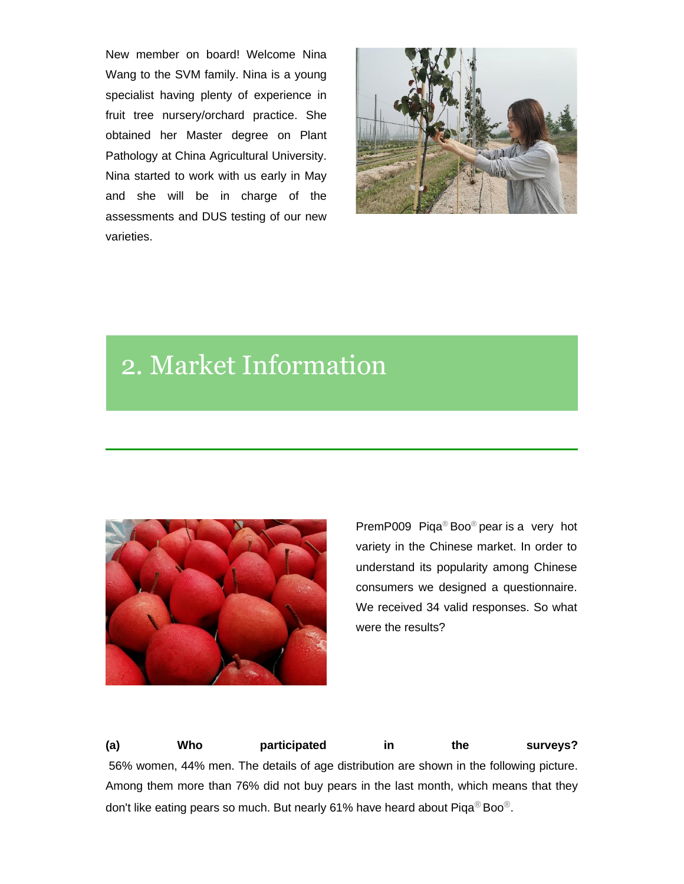New member on board! Welcome Nina Wang to the SVM family. Nina is a young specialist having plenty of experience in fruit tree nursery/orchard practice. She obtained her Master degree on Plant Pathology at China Agricultural University. Nina started to work with us early in May and she will be in charge of the assessments and DUS testing of our new varieties.

# 2. Market Information

PremP009 Piqa® Boo® pear is a very hot variety in the Chinese market. In order to understand its popularity among Chinese consumers we designed a questionnaire. We received 34 valid responses. So what were the results?

**(a) Who participated in the surveys?**

56% women, 44% men. The details of age distribution are shown in the following picture. Among them more than 76% did not buy pears in the last month, which means that they don't like eating pears so much. But nearly 61% have heard about Piqa® Boo®.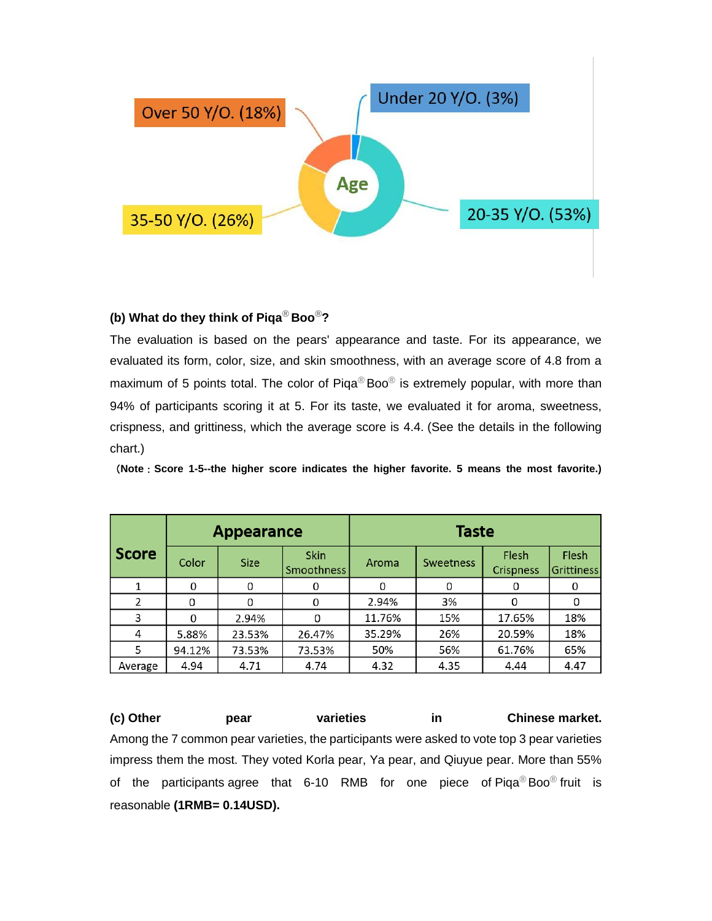Over 50 Y/O. (18%)

Under 20 Y/O. (3%)

Age

35-50 Y/O. (26%)

20-35 Y/O. (53%)

**(b) What do they think of Piqa® Boo®?**

The evaluation is based on the pears' appearance and taste. For its appearance, we evaluated its form, color, size, and skin smoothness, with an average score of 4.8 from a maximum of 5 points total. The color of Piqa® Boo® is extremely popular, with more than 94% of participants scoring it at 5. For its taste, we evaluated it for aroma, sweetness, crispness, and grittiness, which the average score is 4.4. (See the details in the following chart.)

**(Note：Score 1-5--the higher score indicates the higher favorite. 5 means the most favorite.)**

| Score | Appearance | | | Taste | | | |
|---|---|---|---|---|---|---|---|
| | Color | Size | Skin Smoothness | Aroma | Sweetness | Flesh Crispness | Flesh Grittiness |
| 1 | 0 | 0 | 0 | 0 | 0 | 0 | 0 |
| 2 | 0 | 0 | 0 | 2.94% | 3% | 0 | 0 |
| 3 | 0 | 2.94% | 0 | 11.76% | 15% | 17.65% | 18% |
| 4 | 5.88% | 23.53% | 26.47% | 35.29% | 26% | 20.59% | 18% |
| 5 | 94.12% | 73.53% | 73.53% | 50% | 56% | 61.76% | 65% |
| Average | 4.94 | 4.71 | 4.74 | 4.32 | 4.35 | 4.44 | 4.47 |

**(c) Other pear varieties in Chinese market.**

Among the 7 common pear varieties, the participants were asked to vote top 3 pear varieties impress them the most. They voted Korla pear, Ya pear, and Qiuyue pear. More than 55% of the participants agree that 6-10 RMB for one piece of Piqa® Boo® fruit is reasonable **(1RMB= 0.14USD).**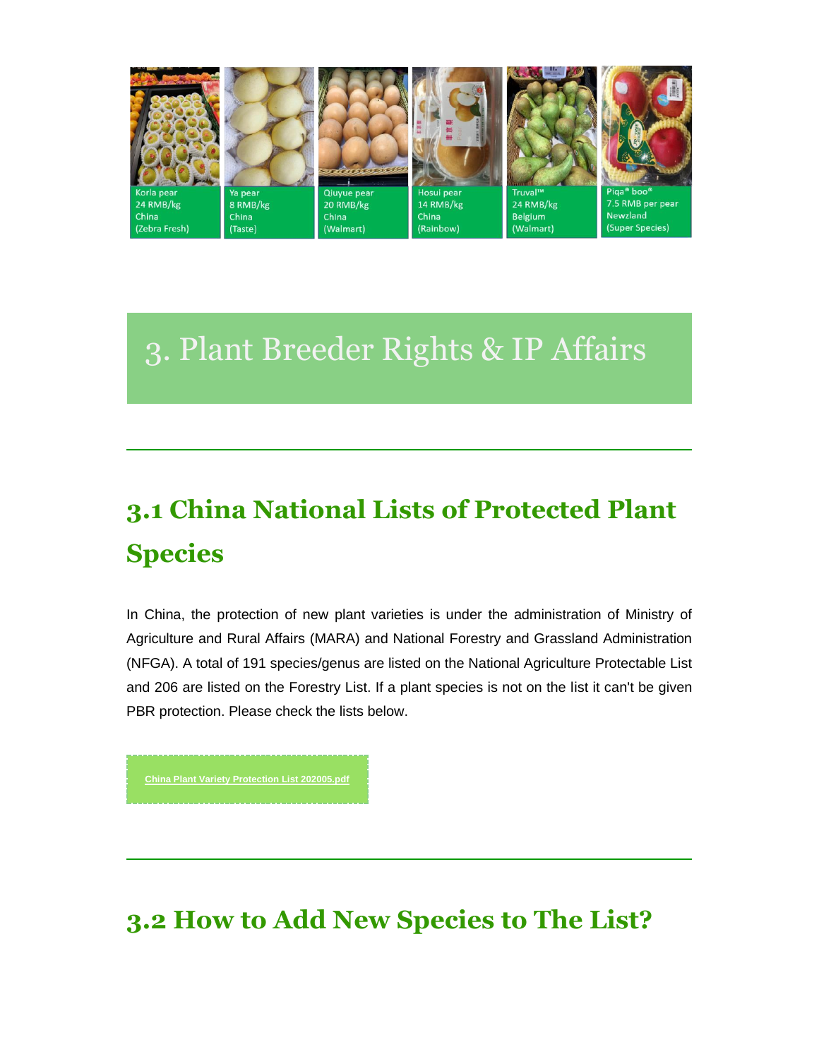| Korla pear | Ya pear | Qiuyue pear | Hosui pear | Truval™ | Piqa® boo® |
| --- | --- | --- | --- | --- | --- |
| 24 RMB/kg | 8 RMB/kg | 20 RMB/kg | 14 RMB/kg | 24 RMB/kg | 7.5 RMB per pear |
| China | China | China | China | Belgium | Newzland |
| (Zebra Fresh) | (Taste) | (Walmart) | (Rainbow) | (Walmart) | (Super Species) |

# 3. Plant Breeder Rights & IP Affairs

## 3.1 China National Lists of Protected Plant Species

In China, the protection of new plant varieties is under the administration of Ministry of Agriculture and Rural Affairs (MARA) and National Forestry and Grassland Administration (NFGA). A total of 191 species/genus are listed on the National Agriculture Protectable List and 206 are listed on the Forestry List. If a plant species is not on the list it can't be given PBR protection. Please check the lists below.

China Plant Variety Protection List 202005.pdf

## 3.2 How to Add New Species to The List?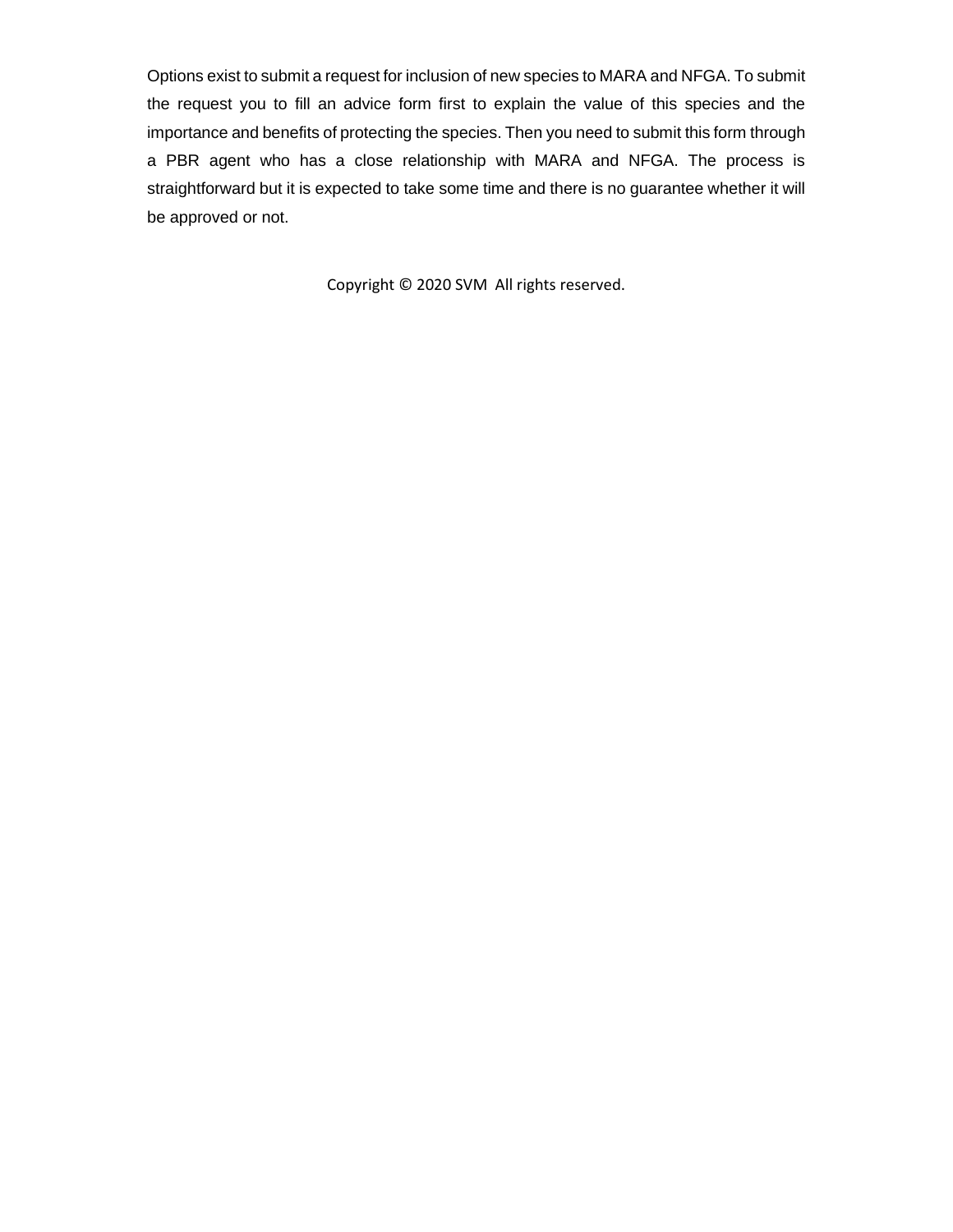Options exist to submit a request for inclusion of new species to MARA and NFGA. To submit the request you to fill an advice form first to explain the value of this species and the importance and benefits of protecting the species. Then you need to submit this form through a PBR agent who has a close relationship with MARA and NFGA. The process is straightforward but it is expected to take some time and there is no guarantee whether it will be approved or not.

Copyright © 2020 SVM All rights reserved.